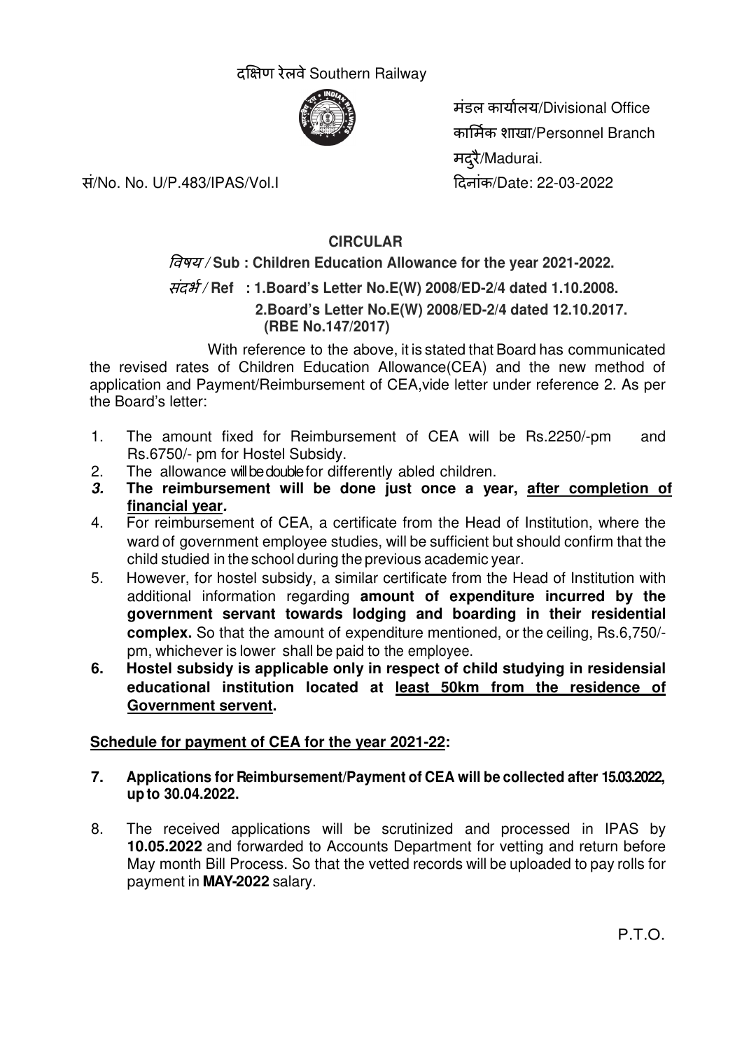दक्षिण रेलवे Southern Railway

मंडल कार्यालय/Divisional Office
कार्मिक शाखा/Personnel Branch
मदुरै/Madurai.

सं/No. No. U/P.483/IPAS/Vol.I

दिनांक/Date: 22-03-2022

## CIRCULAR

*विषय* / **Sub : Children Education Allowance for the year 2021-2022.**

*संदर्भ* / **Ref : 1.Board's Letter No.E(W) 2008/ED-2/4 dated 1.10.2008.**
**2.Board's Letter No.E(W) 2008/ED-2/4 dated 12.10.2017. (RBE No.147/2017)**

With reference to the above, it is stated that Board has communicated the revised rates of Children Education Allowance(CEA) and the new method of application and Payment/Reimbursement of CEA,vide letter under reference 2. As per the Board's letter:

1. The amount fixed for Reimbursement of CEA will be Rs.2250/-pm and Rs.6750/- pm for Hostel Subsidy.
2. The allowance will be double for differently abled children.
3. **The reimbursement will be done just once a year, <u>after completion of financial year</u>.**
4. For reimbursement of CEA, a certificate from the Head of Institution, where the ward of government employee studies, will be sufficient but should confirm that the child studied in the school during the previous academic year.
5. However, for hostel subsidy, a similar certificate from the Head of Institution with additional information regarding **amount of expenditure incurred by the government servant towards lodging and boarding in their residential complex.** So that the amount of expenditure mentioned, or the ceiling, Rs.6,750/- pm, whichever is lower shall be paid to the employee.
6. **Hostel subsidy is applicable only in respect of child studying in residensial educational institution located at <u>least 50km from the residence of Government servent</u>.**

**<u>Schedule for payment of CEA for the year 2021-22</u>:**

7. **Applications for Reimbursement/Payment of CEA will be collected after 15.03.2022, up to 30.04.2022.**
8. The received applications will be scrutinized and processed in IPAS by **10.05.2022** and forwarded to Accounts Department for vetting and return before May month Bill Process. So that the vetted records will be uploaded to pay rolls for payment in **MAY-2022** salary.

P.T.O.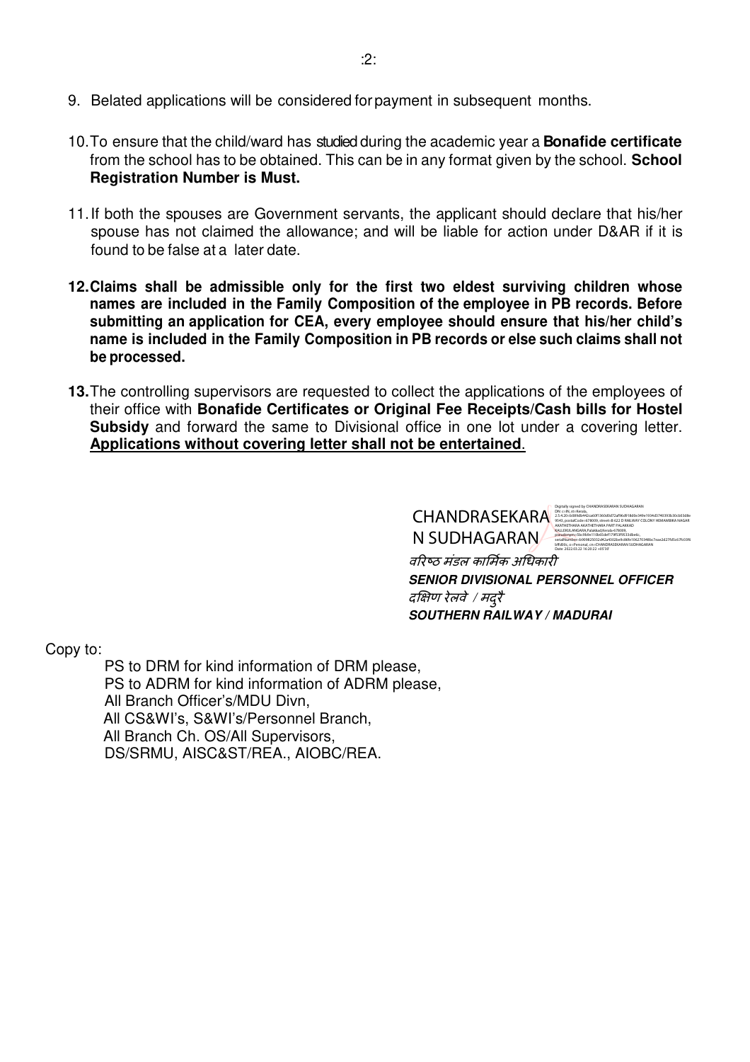9. Belated applications will be considered for payment in subsequent months.

10. To ensure that the child/ward has studied during the academic year a **Bonafide certificate** from the school has to be obtained. This can be in any format given by the school. **School Registration Number is Must.**

11. If both the spouses are Government servants, the applicant should declare that his/her spouse has not claimed the allowance; and will be liable for action under D&AR if it is found to be false at a later date.

12. **Claims shall be admissible only for the first two eldest surviving children whose names are included in the Family Composition of the employee in PB records. Before submitting an application for CEA, every employee should ensure that his/her child's name is included in the Family Composition in PB records or else such claims shall not be processed.**

13. The controlling supervisors are requested to collect the applications of the employees of their office with **Bonafide Certificates or Original Fee Receipts/Cash bills for Hostel Subsidy** and forward the same to Divisional office in one lot under a covering letter. **Applications without covering letter shall not be entertained**.

CHANDRASEKARAN SUDHAGARAN

वरिष्ठ मंडल कार्मिक अधिकारी
***SENIOR DIVISIONAL PERSONNEL OFFICER***
दक्षिण रेलवे / मदुरै
***SOUTHERN RAILWAY / MADURAI***

Copy to:

PS to DRM for kind information of DRM please,
PS to ADRM for kind information of ADRM please,
All Branch Officer's/MDU Divn,
All CS&WI's, S&WI's/Personnel Branch,
All Branch Ch. OS/All Supervisors,
DS/SRMU, AISC&ST/REA., AIOBC/REA.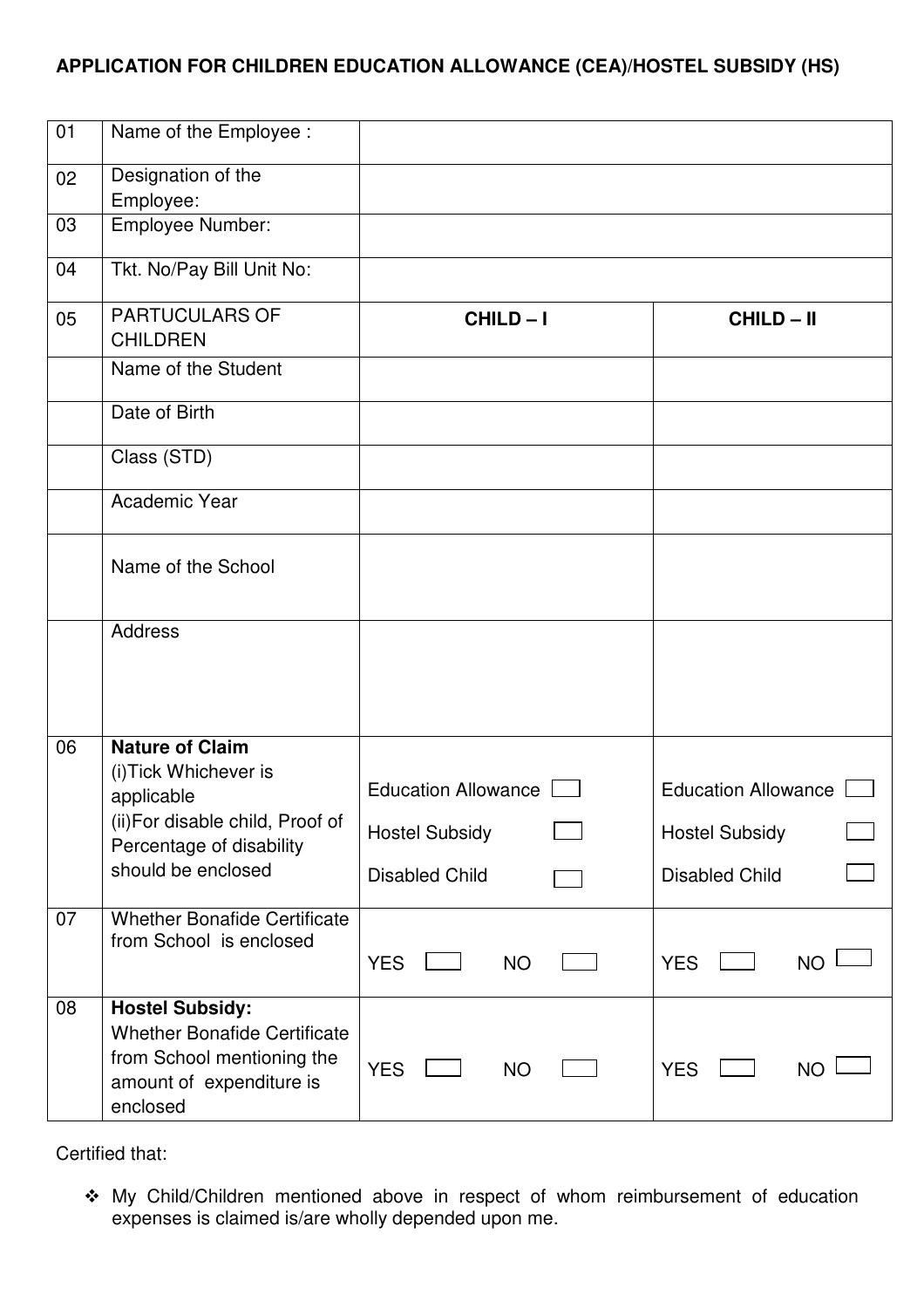**APPLICATION FOR CHILDREN EDUCATION ALLOWANCE (CEA)/HOSTEL SUBSIDY (HS)**

| | | | |
|---|---|---|---|
| 01 | Name of the Employee : | | |
| 02 | Designation of the Employee: | | |
| 03 | Employee Number: | | |
| 04 | Tkt. No/Pay Bill Unit No: | | |
| 05 | PARTUCULARS OF CHILDREN | **CHILD – I** | **CHILD – II** |
| | Name of the Student | | |
| | Date of Birth | | |
| | Class (STD) | | |
| | Academic Year | | |
| | Name of the School | | |
| | Address | | |
| 06 | **Nature of Claim**<br>(i)Tick Whichever is applicable<br>(ii)For disable child, Proof of Percentage of disability should be enclosed | Education Allowance ☐<br>Hostel Subsidy ☐<br>Disabled Child ☐ | Education Allowance ☐<br>Hostel Subsidy ☐<br>Disabled Child ☐ |
| 07 | Whether Bonafide Certificate from School is enclosed | YES ☐ NO ☐ | YES ☐ NO ☐ |
| 08 | **Hostel Subsidy:**<br>Whether Bonafide Certificate from School mentioning the amount of expenditure is enclosed | YES ☐ NO ☐ | YES ☐ NO ☐ |

Certified that:

- My Child/Children mentioned above in respect of whom reimbursement of education expenses is claimed is/are wholly depended upon me.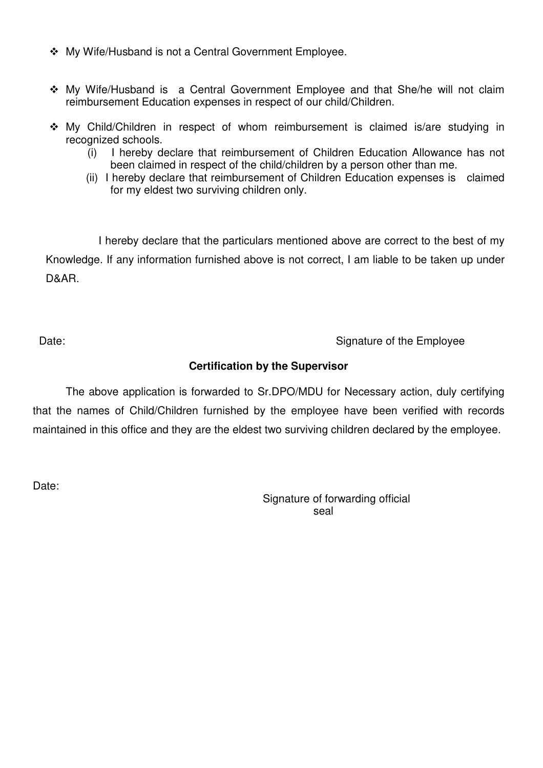- My Wife/Husband is not a Central Government Employee.

- My Wife/Husband is a Central Government Employee and that She/he will not claim reimbursement Education expenses in respect of our child/Children.

- My Child/Children in respect of whom reimbursement is claimed is/are studying in recognized schools.
  - (i) I hereby declare that reimbursement of Children Education Allowance has not been claimed in respect of the child/children by a person other than me.
  - (ii) I hereby declare that reimbursement of Children Education expenses is claimed for my eldest two surviving children only.

I hereby declare that the particulars mentioned above are correct to the best of my Knowledge. If any information furnished above is not correct, I am liable to be taken up under D&AR.

Date: Signature of the Employee

**Certification by the Supervisor**

The above application is forwarded to Sr.DPO/MDU for Necessary action, duly certifying that the names of Child/Children furnished by the employee have been verified with records maintained in this office and they are the eldest two surviving children declared by the employee.

Date:

Signature of forwarding official
seal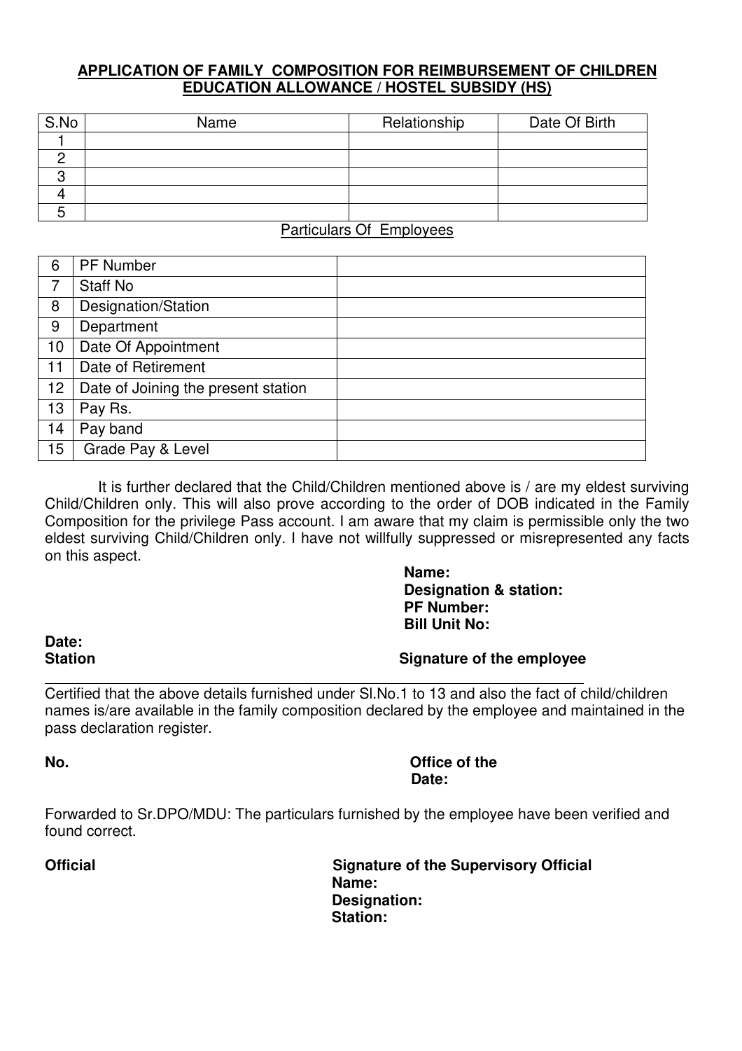**APPLICATION OF FAMILY COMPOSITION FOR REIMBURSEMENT OF CHILDREN EDUCATION ALLOWANCE / HOSTEL SUBSIDY (HS)**

| S.No | Name | Relationship | Date Of Birth |
|---|---|---|---|
| 1 | | | |
| 2 | | | |
| 3 | | | |
| 4 | | | |
| 5 | | | |

Particulars Of Employees

| | | |
|---|---|---|
| 6 | PF Number | |
| 7 | Staff No | |
| 8 | Designation/Station | |
| 9 | Department | |
| 10 | Date Of Appointment | |
| 11 | Date of Retirement | |
| 12 | Date of Joining the present station | |
| 13 | Pay Rs. | |
| 14 | Pay band | |
| 15 | Grade Pay & Level | |

It is further declared that the Child/Children mentioned above is / are my eldest surviving Child/Children only. This will also prove according to the order of DOB indicated in the Family Composition for the privilege Pass account. I am aware that my claim is permissible only the two eldest surviving Child/Children only. I have not willfully suppressed or misrepresented any facts on this aspect.

**Name:**
**Designation & station:**
**PF Number:**
**Bill Unit No:**

**Date:**
**Station** **Signature of the employee**

Certified that the above details furnished under Sl.No.1 to 13 and also the fact of child/children names is/are available in the family composition declared by the employee and maintained in the pass declaration register.

**No.** **Office of the**
**Date:**

Forwarded to Sr.DPO/MDU: The particulars furnished by the employee have been verified and found correct.

**Official** **Signature of the Supervisory Official**
**Name:**
**Designation:**
**Station:**